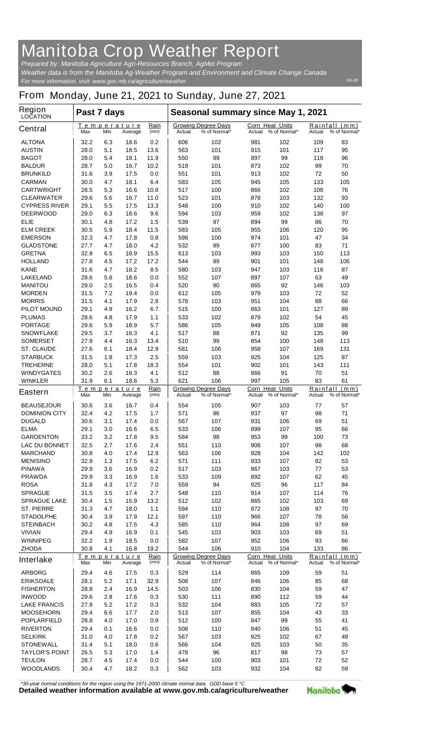# Manitoba Crop Weather Report

*Prepared by: Manitoba Agriculture Agri-Resources Branch, AgMet Program*

*Weather data is from the Manitoba Ag-Weather Program and Environment and Climate Change Canada*

*For more information, visit: www.gov.mb.ca/agriculture/weather*

*06-28*

## From Monday, June 21, 2021 to Sunday, June 27, 2021

| Region LOCATION | Past 7 days | | | | Seasonal summary since May 1, 2021 | | | | | |
|---|---|---|---|---|---|---|---|---|---|---|
| **Central** | Temperature | | | Rain | Growing Degree Days | | Corn Heat Units | | Rainfall (mm) | |
| | Max | Min | Average | (mm) | Actual | % of Normal* | Actual | % of Normal* | Actual | % of Normal* |
| ALTONA | 32.2 | 6.3 | 18.6 | 0.2 | 606 | 102 | 981 | 102 | 109 | 83 |
| AUSTIN | 28.0 | 5.1 | 18.5 | 13.6 | 563 | 101 | 915 | 101 | 117 | 95 |
| BAGOT | 28.0 | 5.4 | 18.1 | 11.9 | 550 | 99 | 897 | 99 | 118 | 96 |
| BALDUR | 28.7 | 5.0 | 16.7 | 10.2 | 519 | 101 | 873 | 102 | 99 | 70 |
| BRUNKILD | 31.6 | 3.9 | 17.5 | 0.0 | 551 | 101 | 913 | 102 | 72 | 50 |
| CARMAN | 30.0 | 4.7 | 18.1 | 6.4 | 583 | 105 | 945 | 105 | 133 | 105 |
| CARTWRIGHT | 28.5 | 5.3 | 16.6 | 10.8 | 517 | 100 | 866 | 102 | 108 | 76 |
| CLEARWATER | 29.6 | 5.6 | 16.7 | 11.0 | 523 | 101 | 878 | 103 | 132 | 93 |
| CYPRESS RIVER | 29.1 | 5.5 | 17.5 | 13.3 | 548 | 100 | 910 | 102 | 140 | 100 |
| DEERWOOD | 29.0 | 6.3 | 18.6 | 9.6 | 594 | 103 | 959 | 102 | 138 | 97 |
| ELIE | 30.1 | 4.8 | 17.2 | 1.5 | 539 | 97 | 894 | 99 | 86 | 70 |
| ELM CREEK | 30.5 | 5.9 | 18.4 | 11.5 | 583 | 105 | 955 | 106 | 120 | 95 |
| EMERSON | 32.3 | 4.7 | 17.8 | 0.8 | 598 | 100 | 974 | 101 | 47 | 34 |
| GLADSTONE | 27.7 | 4.7 | 18.0 | 4.2 | 532 | 99 | 877 | 100 | 83 | 71 |
| GRETNA | 32.9 | 6.5 | 18.9 | 15.5 | 613 | 103 | 993 | 103 | 150 | 113 |
| HOLLAND | 27.8 | 4.5 | 17.2 | 17.2 | 544 | 99 | 901 | 101 | 148 | 106 |
| KANE | 31.6 | 4.7 | 18.2 | 8.5 | 580 | 103 | 947 | 103 | 116 | 87 |
| LAKELAND | 28.6 | 5.8 | 18.6 | 0.0 | 552 | 107 | 897 | 107 | 63 | 49 |
| MANITOU | 29.0 | 2.5 | 16.5 | 0.4 | 520 | 90 | 865 | 92 | 146 | 103 |
| MORDEN | 31.5 | 7.2 | 19.4 | 0.0 | 612 | 105 | 979 | 103 | 72 | 52 |
| MORRIS | 31.5 | 4.1 | 17.9 | 2.8 | 578 | 103 | 951 | 104 | 88 | 66 |
| PILOT MOUND | 29.1 | 4.9 | 16.2 | 6.7 | 515 | 100 | 863 | 101 | 127 | 89 |
| PLUMAS | 28.6 | 4.8 | 17.9 | 1.1 | 533 | 102 | 879 | 102 | 54 | 45 |
| PORTAGE | 29.6 | 5.9 | 18.9 | 5.7 | 586 | 105 | 949 | 105 | 108 | 88 |
| SNOWFLAKE | 29.5 | 3.7 | 16.3 | 4.1 | 517 | 88 | 871 | 92 | 135 | 99 |
| SOMERSET | 27.9 | 4.4 | 16.3 | 13.4 | 510 | 99 | 854 | 100 | 148 | 113 |
| ST. CLAUDE | 27.6 | 6.1 | 18.4 | 12.9 | 581 | 106 | 958 | 107 | 169 | 131 |
| STARBUCK | 31.5 | 1.8 | 17.3 | 2.5 | 559 | 103 | 925 | 104 | 125 | 87 |
| TREHERNE | 28.0 | 5.1 | 17.8 | 18.3 | 554 | 101 | 902 | 101 | 143 | 111 |
| WINDYGATES | 30.2 | 2.6 | 16.3 | 4.1 | 512 | 88 | 866 | 91 | 70 | 51 |
| WINKLER | 31.9 | 6.1 | 18.6 | 5.3 | 621 | 106 | 997 | 105 | 83 | 61 |
| **Eastern** | Temperature | | | Rain | Growing Degree Days | | Corn Heat Units | | Rainfall (mm) | |
| | Max | Min | Average | (mm) | Actual | % of Normal* | Actual | % of Normal* | Actual | % of Normal* |
| BEAUSEJOUR | 30.6 | 3.6 | 16.7 | 0.4 | 554 | 105 | 907 | 103 | 77 | 57 |
| DOMINION CITY | 32.4 | 4.2 | 17.5 | 1.7 | 571 | 96 | 937 | 97 | 98 | 71 |
| DUGALD | 30.6 | 3.1 | 17.4 | 0.0 | 567 | 107 | 931 | 106 | 69 | 51 |
| ELMA | 29.1 | 3.0 | 16.6 | 6.5 | 533 | 106 | 899 | 107 | 95 | 66 |
| GARDENTON | 33.2 | 3.2 | 17.8 | 9.5 | 584 | 98 | 953 | 99 | 100 | 73 |
| LAC DU BONNET | 32.5 | 2.7 | 17.6 | 2.4 | 551 | 110 | 906 | 107 | 98 | 68 |
| MARCHAND | 30.8 | 4.0 | 17.4 | 12.9 | 563 | 106 | 928 | 104 | 142 | 102 |
| MENISINO | 32.9 | 1.3 | 17.5 | 6.2 | 571 | 111 | 933 | 107 | 82 | 53 |
| PINAWA | 29.9 | 3.6 | 16.9 | 0.2 | 517 | 103 | 867 | 103 | 77 | 53 |
| PRAWDA | 29.9 | 3.3 | 16.9 | 1.6 | 533 | 109 | 892 | 107 | 62 | 45 |
| ROSA | 31.8 | 4.3 | 17.2 | 7.0 | 559 | 94 | 925 | 96 | 117 | 84 |
| SPRAGUE | 31.5 | 3.5 | 17.4 | 2.7 | 548 | 110 | 914 | 107 | 114 | 76 |
| SPRAGUE LAKE | 30.4 | 1.5 | 15.9 | 13.2 | 512 | 102 | 865 | 102 | 103 | 69 |
| ST. PIERRE | 31.3 | 4.7 | 18.0 | 1.1 | 594 | 110 | 972 | 108 | 97 | 70 |
| STADOLPHE | 30.4 | 3.9 | 17.9 | 12.1 | 597 | 110 | 966 | 107 | 78 | 56 |
| STEINBACH | 30.2 | 4.8 | 17.5 | 4.3 | 585 | 110 | 964 | 108 | 97 | 69 |
| VIVIAN | 29.4 | 4.9 | 16.9 | 0.1 | 545 | 103 | 903 | 103 | 69 | 51 |
| WINNIPEG | 32.2 | 1.9 | 18.5 | 0.0 | 582 | 107 | 952 | 106 | 93 | 66 |
| ZHODA | 30.8 | 4.1 | 16.8 | 19.2 | 544 | 106 | 910 | 104 | 133 | 86 |
| **Interlake** | Temperature | | | Rain | Growing Degree Days | | Corn Heat Units | | Rainfall (mm) | |
| | Max | Min | Average | (mm) | Actual | % of Normal* | Actual | % of Normal* | Actual | % of Normal* |
| ARBORG | 29.4 | 4.6 | 17.5 | 0.3 | 529 | 114 | 865 | 109 | 59 | 51 |
| ERIKSDALE | 28.1 | 5.2 | 17.1 | 32.9 | 508 | 107 | 846 | 106 | 85 | 68 |
| FISHERTON | 28.8 | 2.4 | 16.9 | 14.5 | 503 | 106 | 830 | 104 | 59 | 47 |
| INWOOD | 29.6 | 2.8 | 17.6 | 0.3 | 530 | 111 | 890 | 112 | 59 | 44 |
| LAKE FRANCIS | 27.9 | 5.2 | 17.2 | 0.3 | 532 | 104 | 883 | 105 | 72 | 57 |
| MOOSEHORN | 29.4 | 6.6 | 17.7 | 2.0 | 513 | 107 | 855 | 104 | 43 | 33 |
| POPLARFIELD | 28.8 | 4.0 | 17.0 | 0.9 | 512 | 100 | 847 | 99 | 55 | 41 |
| RIVERTON | 29.4 | 0.1 | 16.6 | 0.0 | 508 | 110 | 840 | 106 | 51 | 45 |
| SELKIRK | 31.0 | 4.0 | 17.8 | 0.2 | 567 | 103 | 925 | 102 | 67 | 49 |
| STONEWALL | 31.4 | 5.1 | 18.0 | 0.6 | 566 | 104 | 925 | 103 | 50 | 35 |
| TAYLOR'S POINT | 26.5 | 5.3 | 17.0 | 1.4 | 478 | 96 | 817 | 98 | 73 | 57 |
| TEULON | 28.7 | 4.5 | 17.4 | 0.0 | 544 | 100 | 903 | 101 | 72 | 52 |
| WOODLANDS | 30.4 | 4.7 | 18.2 | 0.3 | 562 | 103 | 932 | 104 | 82 | 59 |

*\*30-year normal conditions for the region using the 1971-2000 climate normal data. GDD base 5 °C*

**Detailed weather information available at www.gov.mb.ca/agriculture/weather**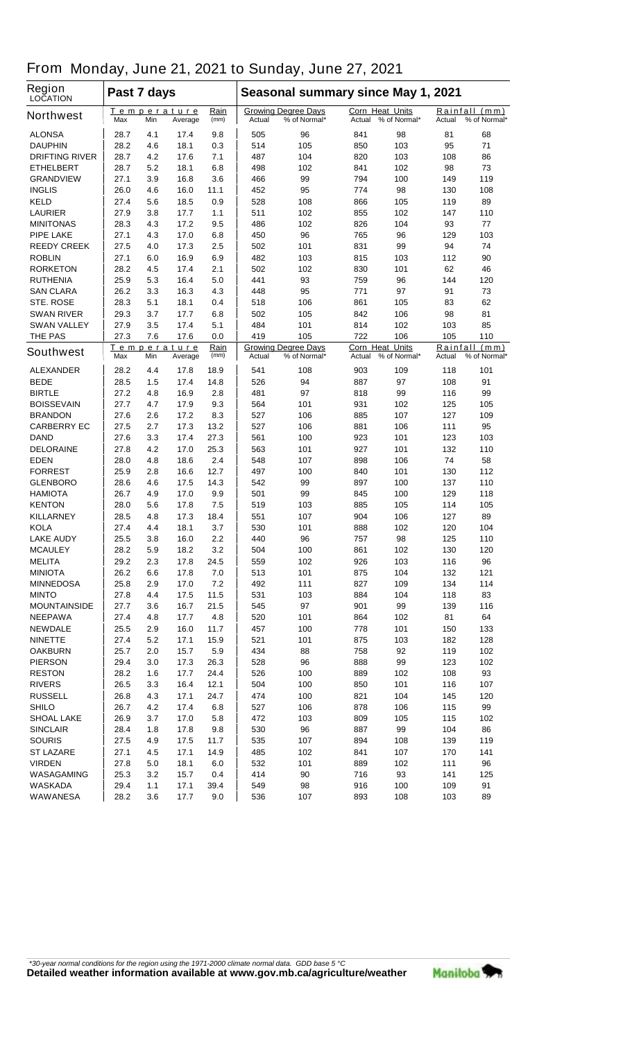# From Monday, June 21, 2021 to Sunday, June 27, 2021

| Region LOCATION | Past 7 days | | | | Seasonal summary since May 1, 2021 | | | | | |
|---|---|---|---|---|---|---|---|---|---|---|
| **Northwest** | Temperature | | | Rain | Growing Degree Days | | Corn Heat Units | | Rainfall (mm) | |
| | Max | Min | Average | (mm) | Actual | % of Normal* | Actual | % of Normal* | Actual | % of Normal* |
| ALONSA | 28.7 | 4.1 | 17.4 | 9.8 | 505 | 96 | 841 | 98 | 81 | 68 |
| DAUPHIN | 28.2 | 4.6 | 18.1 | 0.3 | 514 | 105 | 850 | 103 | 95 | 71 |
| DRIFTING RIVER | 28.7 | 4.2 | 17.6 | 7.1 | 487 | 104 | 820 | 103 | 108 | 86 |
| ETHELBERT | 28.7 | 5.2 | 18.1 | 6.8 | 498 | 102 | 841 | 102 | 98 | 73 |
| GRANDVIEW | 27.1 | 3.9 | 16.8 | 3.6 | 466 | 99 | 794 | 100 | 149 | 119 |
| INGLIS | 26.0 | 4.6 | 16.0 | 11.1 | 452 | 95 | 774 | 98 | 130 | 108 |
| KELD | 27.4 | 5.6 | 18.5 | 0.9 | 528 | 108 | 866 | 105 | 119 | 89 |
| LAURIER | 27.9 | 3.8 | 17.7 | 1.1 | 511 | 102 | 855 | 102 | 147 | 110 |
| MINITONAS | 28.3 | 4.3 | 17.2 | 9.5 | 486 | 102 | 826 | 104 | 93 | 77 |
| PIPE LAKE | 27.1 | 4.3 | 17.0 | 6.8 | 450 | 96 | 765 | 96 | 129 | 103 |
| REEDY CREEK | 27.5 | 4.0 | 17.3 | 2.5 | 502 | 101 | 831 | 99 | 94 | 74 |
| ROBLIN | 27.1 | 6.0 | 16.9 | 6.9 | 482 | 103 | 815 | 103 | 112 | 90 |
| RORKETON | 28.2 | 4.5 | 17.4 | 2.1 | 502 | 102 | 830 | 101 | 62 | 46 |
| RUTHENIA | 25.9 | 5.3 | 16.4 | 5.0 | 441 | 93 | 759 | 96 | 144 | 120 |
| SAN CLARA | 26.2 | 3.3 | 16.3 | 4.3 | 448 | 95 | 771 | 97 | 91 | 73 |
| STE. ROSE | 28.3 | 5.1 | 18.1 | 0.4 | 518 | 106 | 861 | 105 | 83 | 62 |
| SWAN RIVER | 29.3 | 3.7 | 17.7 | 6.8 | 502 | 105 | 842 | 106 | 98 | 81 |
| SWAN VALLEY | 27.9 | 3.5 | 17.4 | 5.1 | 484 | 101 | 814 | 102 | 103 | 85 |
| THE PAS | 27.3 | 7.6 | 17.6 | 0.0 | 419 | 105 | 722 | 106 | 105 | 110 |
| **Southwest** | Temperature | | | Rain | Growing Degree Days | | Corn Heat Units | | Rainfall (mm) | |
| | Max | Min | Average | (mm) | Actual | % of Normal* | Actual | % of Normal* | Actual | % of Normal* |
| ALEXANDER | 28.2 | 4.4 | 17.8 | 18.9 | 541 | 108 | 903 | 109 | 118 | 101 |
| BEDE | 28.5 | 1.5 | 17.4 | 14.8 | 526 | 94 | 887 | 97 | 108 | 91 |
| BIRTLE | 27.2 | 4.8 | 16.9 | 2.8 | 481 | 97 | 818 | 99 | 116 | 99 |
| BOISSEVAIN | 27.7 | 4.7 | 17.9 | 9.3 | 564 | 101 | 931 | 102 | 125 | 105 |
| BRANDON | 27.6 | 2.6 | 17.2 | 8.3 | 527 | 106 | 885 | 107 | 127 | 109 |
| CARBERRY EC | 27.5 | 2.7 | 17.3 | 13.2 | 527 | 106 | 881 | 106 | 111 | 95 |
| DAND | 27.6 | 3.3 | 17.4 | 27.3 | 561 | 100 | 923 | 101 | 123 | 103 |
| DELORAINE | 27.8 | 4.2 | 17.0 | 25.3 | 563 | 101 | 927 | 101 | 132 | 110 |
| EDEN | 28.0 | 4.8 | 18.6 | 2.4 | 548 | 107 | 898 | 106 | 74 | 58 |
| FORREST | 25.9 | 2.8 | 16.6 | 12.7 | 497 | 100 | 840 | 101 | 130 | 112 |
| GLENBORO | 28.6 | 4.6 | 17.5 | 14.3 | 542 | 99 | 897 | 100 | 137 | 110 |
| HAMIOTA | 26.7 | 4.9 | 17.0 | 9.9 | 501 | 99 | 845 | 100 | 129 | 118 |
| KENTON | 28.0 | 5.6 | 17.8 | 7.5 | 519 | 103 | 885 | 105 | 114 | 105 |
| KILLARNEY | 28.5 | 4.8 | 17.3 | 18.4 | 551 | 107 | 904 | 106 | 127 | 89 |
| KOLA | 27.4 | 4.4 | 18.1 | 3.7 | 530 | 101 | 888 | 102 | 120 | 104 |
| LAKE AUDY | 25.5 | 3.8 | 16.0 | 2.2 | 440 | 96 | 757 | 98 | 125 | 110 |
| MCAULEY | 28.2 | 5.9 | 18.2 | 3.2 | 504 | 100 | 861 | 102 | 130 | 120 |
| MELITA | 29.2 | 2.3 | 17.8 | 24.5 | 559 | 102 | 926 | 103 | 116 | 96 |
| MINIOTA | 26.2 | 6.6 | 17.8 | 7.0 | 513 | 101 | 875 | 104 | 132 | 121 |
| MINNEDOSA | 25.8 | 2.9 | 17.0 | 7.2 | 492 | 111 | 827 | 109 | 134 | 114 |
| MINTO | 27.8 | 4.4 | 17.5 | 11.5 | 531 | 103 | 884 | 104 | 118 | 83 |
| MOUNTAINSIDE | 27.7 | 3.6 | 16.7 | 21.5 | 545 | 97 | 901 | 99 | 139 | 116 |
| NEEPAWA | 27.4 | 4.8 | 17.7 | 4.8 | 520 | 101 | 864 | 102 | 81 | 64 |
| NEWDALE | 25.5 | 2.9 | 16.0 | 11.7 | 457 | 100 | 778 | 101 | 150 | 133 |
| NINETTE | 27.4 | 5.2 | 17.1 | 15.9 | 521 | 101 | 875 | 103 | 182 | 128 |
| OAKBURN | 25.7 | 2.0 | 15.7 | 5.9 | 434 | 88 | 758 | 92 | 119 | 102 |
| PIERSON | 29.4 | 3.0 | 17.3 | 26.3 | 528 | 96 | 888 | 99 | 123 | 102 |
| RESTON | 28.2 | 1.6 | 17.7 | 24.4 | 526 | 100 | 889 | 102 | 108 | 93 |
| RIVERS | 26.5 | 3.3 | 16.4 | 12.1 | 504 | 100 | 850 | 101 | 116 | 107 |
| RUSSELL | 26.8 | 4.3 | 17.1 | 24.7 | 474 | 100 | 821 | 104 | 145 | 120 |
| SHILO | 26.7 | 4.2 | 17.4 | 6.8 | 527 | 106 | 878 | 106 | 115 | 99 |
| SHOAL LAKE | 26.9 | 3.7 | 17.0 | 5.8 | 472 | 103 | 809 | 105 | 115 | 102 |
| SINCLAIR | 28.4 | 1.8 | 17.8 | 9.8 | 530 | 96 | 887 | 99 | 104 | 86 |
| SOURIS | 27.5 | 4.9 | 17.5 | 11.7 | 535 | 107 | 894 | 108 | 139 | 119 |
| ST LAZARE | 27.1 | 4.5 | 17.1 | 14.9 | 485 | 102 | 841 | 107 | 170 | 141 |
| VIRDEN | 27.8 | 5.0 | 18.1 | 6.0 | 532 | 101 | 889 | 102 | 111 | 96 |
| WASAGAMING | 25.3 | 3.2 | 15.7 | 0.4 | 414 | 90 | 716 | 93 | 141 | 125 |
| WASKADA | 29.4 | 1.1 | 17.1 | 39.4 | 549 | 98 | 916 | 100 | 109 | 91 |
| WAWANESA | 28.2 | 3.6 | 17.7 | 9.0 | 536 | 107 | 893 | 108 | 103 | 89 |

*30-year normal conditions for the region using the 1971-2000 climate normal data. GDD base 5 °C

**Detailed weather information available at www.gov.mb.ca/agriculture/weather**